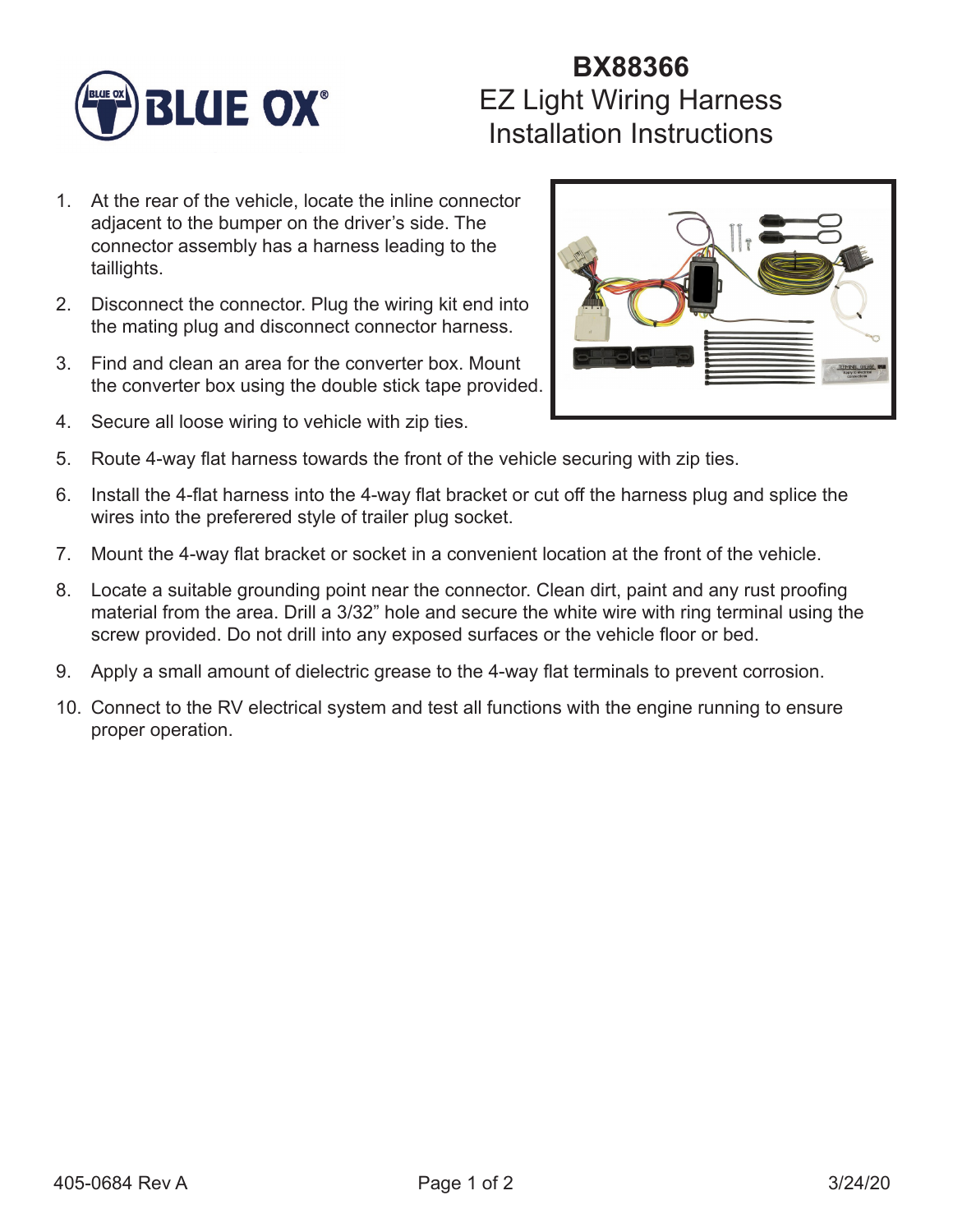# BX88366

## EZ Light Wiring Harness Installation Instructions

1. At the rear of the vehicle, locate the inline connector adjacent to the bumper on the driver's side. The connector assembly has a harness leading to the taillights.
2. Disconnect the connector. Plug the wiring kit end into the mating plug and disconnect connector harness.
3. Find and clean an area for the converter box. Mount the converter box using the double stick tape provided.
4. Secure all loose wiring to vehicle with zip ties.
5. Route 4-way flat harness towards the front of the vehicle securing with zip ties.
6. Install the 4-flat harness into the 4-way flat bracket or cut off the harness plug and splice the wires into the preferered style of trailer plug socket.
7. Mount the 4-way flat bracket or socket in a convenient location at the front of the vehicle.
8. Locate a suitable grounding point near the connector. Clean dirt, paint and any rust proofing material from the area. Drill a 3/32" hole and secure the white wire with ring terminal using the screw provided. Do not drill into any exposed surfaces or the vehicle floor or bed.
9. Apply a small amount of dielectric grease to the 4-way flat terminals to prevent corrosion.
10. Connect to the RV electrical system and test all functions with the engine running to ensure proper operation.

405-0684 Rev A

3/24/20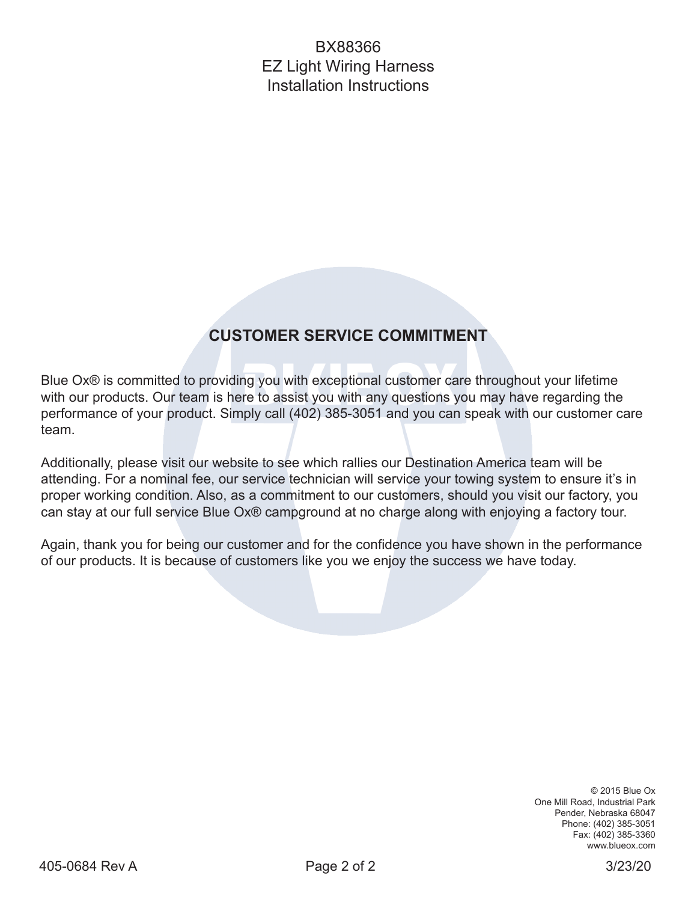# CUSTOMER SERVICE COMMITMENT

Blue Ox® is committed to providing you with exceptional customer care throughout your lifetime with our products. Our team is here to assist you with any questions you may have regarding the performance of your product. Simply call (402) 385-3051 and you can speak with our customer care team.

Additionally, please visit our website to see which rallies our Destination America team will be attending. For a nominal fee, our service technician will service your towing system to ensure it's in proper working condition. Also, as a commitment to our customers, should you visit our factory, you can stay at our full service Blue Ox® campground at no charge along with enjoying a factory tour.

Again, thank you for being our customer and for the confidence you have shown in the performance of our products. It is because of customers like you we enjoy the success we have today.

© 2015 Blue Ox
One Mill Road, Industrial Park
Pender, Nebraska 68047
Phone: (402) 385-3051
Fax: (402) 385-3360
www.blueox.com

405-0684 Rev A

3/23/20